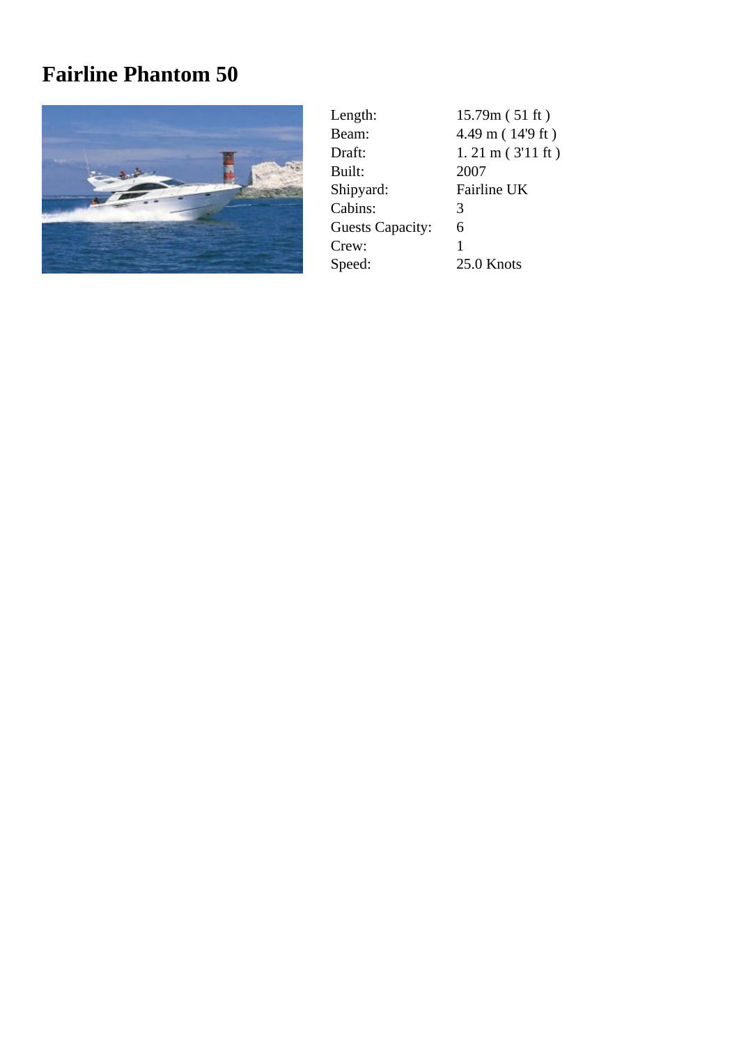# Fairline Phantom 50

| | |
|---|---|
| Length: | 15.79m ( 51 ft ) |
| Beam: | 4.49 m ( 14'9 ft ) |
| Draft: | 1. 21 m ( 3'11 ft ) |
| Built: | 2007 |
| Shipyard: | Fairline UK |
| Cabins: | 3 |
| Guests Capacity: | 6 |
| Crew: | 1 |
| Speed: | 25.0 Knots |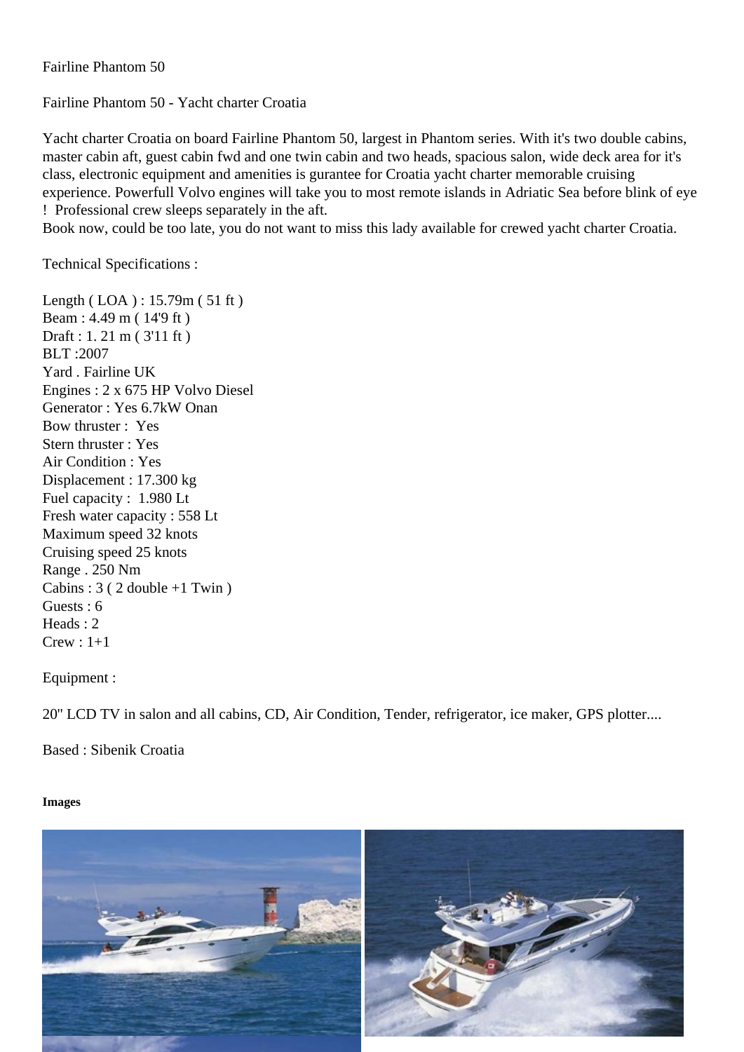Fairline Phantom 50

Fairline Phantom 50 - Yacht charter Croatia

Yacht charter Croatia on board Fairline Phantom 50, largest in Phantom series. With it's two double cabins, master cabin aft, guest cabin fwd and one twin cabin and two heads, spacious salon, wide deck area for it's class, electronic equipment and amenities is gurantee for Croatia yacht charter memorable cruising experience. Powerfull Volvo engines will take you to most remote islands in Adriatic Sea before blink of eye ! Professional crew sleeps separately in the aft.
Book now, could be too late, you do not want to miss this lady available for crewed yacht charter Croatia.

Technical Specifications :

Length ( LOA ) : 15.79m ( 51 ft )
Beam : 4.49 m ( 14'9 ft )
Draft : 1. 21 m ( 3'11 ft )
BLT :2007
Yard . Fairline UK
Engines : 2 x 675 HP Volvo Diesel
Generator : Yes 6.7kW Onan
Bow thruster : Yes
Stern thruster : Yes
Air Condition : Yes
Displacement : 17.300 kg
Fuel capacity : 1.980 Lt
Fresh water capacity : 558 Lt
Maximum speed 32 knots
Cruising speed 25 knots
Range . 250 Nm
Cabins : 3 ( 2 double +1 Twin )
Guests : 6
Heads : 2
Crew : 1+1

Equipment :

20" LCD TV in salon and all cabins, CD, Air Condition, Tender, refrigerator, ice maker, GPS plotter....

Based : Sibenik Croatia

**Images**